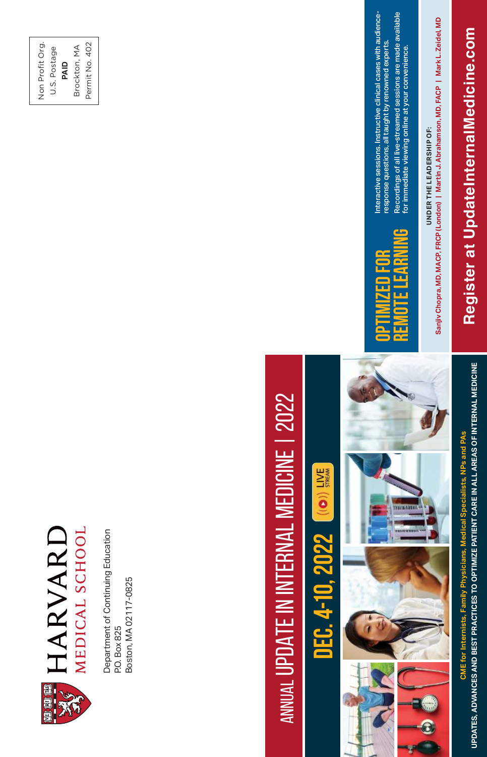Non Profit Org.
U.S. Postage
**PAID**
Brockton, MA
Permit No. 402

HARVARD MEDICAL SCHOOL

Department of Continuing Education
P.O. Box 825
Boston, MA 02117-0825

# ANNUAL UPDATE IN INTERNAL MEDICINE | 2022

## DEC. 4-10, 2022

LIVE STREAM

**CME for Internists, Family Physicians, Medical Specialists, NPs and PAs**

**UPDATES, ADVANCES AND BEST PRACTICES TO OPTIMIZE PATIENT CARE IN ALL AREAS OF INTERNAL MEDICINE**

## OPTIMIZED FOR REMOTE LEARNING

Interactive sessions. Instructive clinical cases with audience-response questions, all taught by renowned experts.

Recordings of all live-streamed sessions are made available for immediate viewing online at your convenience.

**UNDER THE LEADERSHIP OF:**

**Sanjiv Chopra, MD, MACP, FRCP (London) | Martin J. Abrahamson, MD, FACP | Mark L. Zeidel, MD**

## Register at UpdateInternalMedicine.com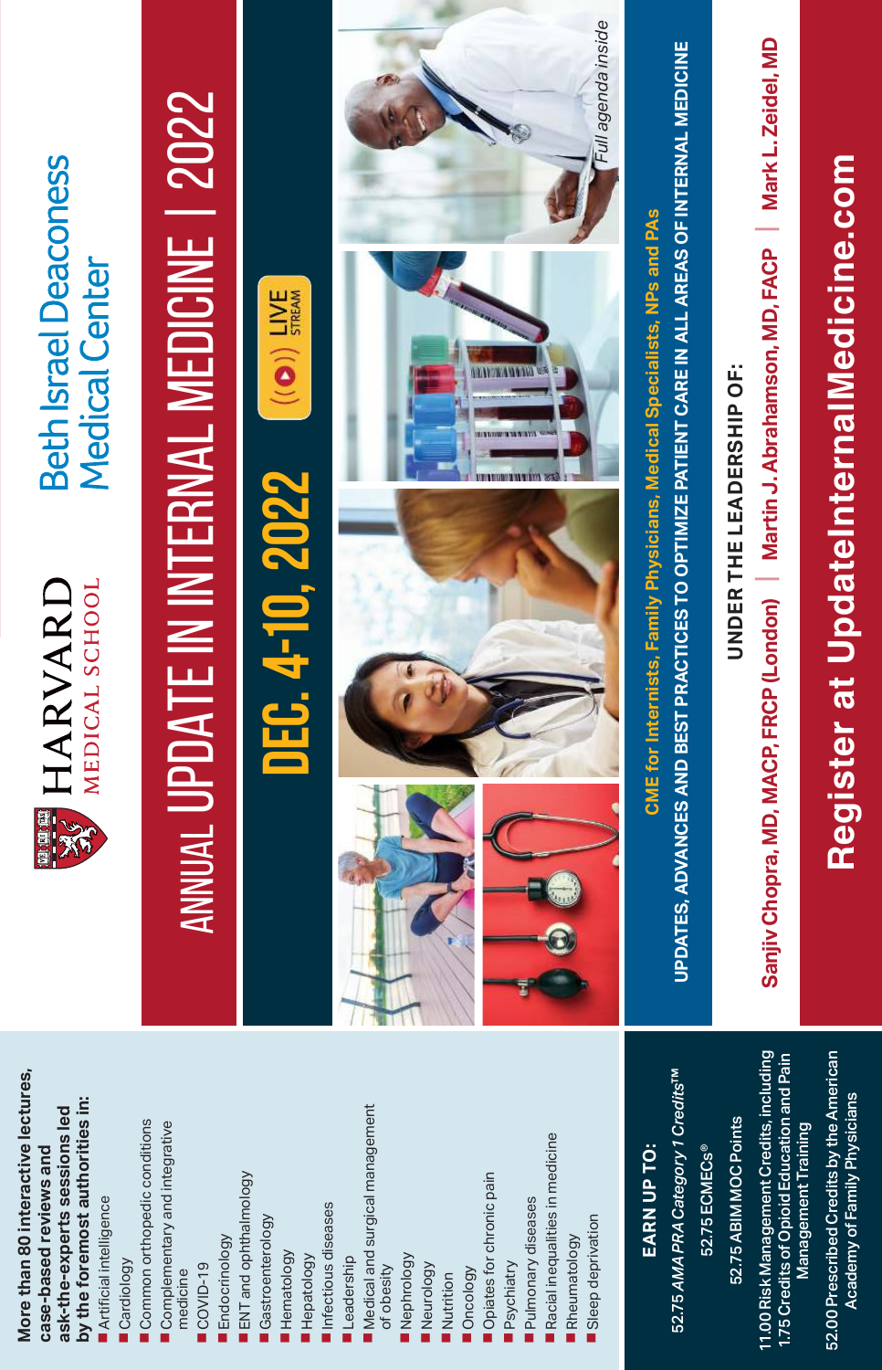HARVARD MEDICAL SCHOOL

Beth Israel Deaconess Medical Center

# ANNUAL UPDATE IN INTERNAL MEDICINE | 2022

## DEC. 4-10, 2022

LIVE STREAM

*Full agenda inside*

**CME for Internists, Family Physicians, Medical Specialists, NPs and PAs**

**UPDATES, ADVANCES AND BEST PRACTICES TO OPTIMIZE PATIENT CARE IN ALL AREAS OF INTERNAL MEDICINE**

**UNDER THE LEADERSHIP OF:**

**Sanjiv Chopra, MD, MACP, FRCP (London) | Martin J. Abrahamson, MD, FACP | Mark L. Zeidel, MD**

## Register at UpdateInternalMedicine.com

**More than 80 interactive lectures, case-based reviews and ask-the-experts sessions led by the foremost authorities in:**

- Artificial intelligence
- Cardiology
- Common orthopedic conditions
- Complementary and integrative medicine
- COVID-19
- Endocrinology
- ENT and ophthalmology
- Gastroenterology
- Hematology
- Hepatology
- Infectious diseases
- Leadership
- Medical and surgical management of obesity
- Nephrology
- Neurology
- Nutrition
- Oncology
- Opiates for chronic pain
- Psychiatry
- Pulmonary diseases
- Racial inequalities in medicine
- Rheumatology
- Sleep deprivation

**EARN UP TO:**

52.75 *AMA PRA Category 1 Credits™*

52.75 ECMECs®

52.75 ABIM MOC Points

11.00 Risk Management Credits, including 1.75 Credits of Opioid Education and Pain Management Training

52.00 Prescribed Credits by the American Academy of Family Physicians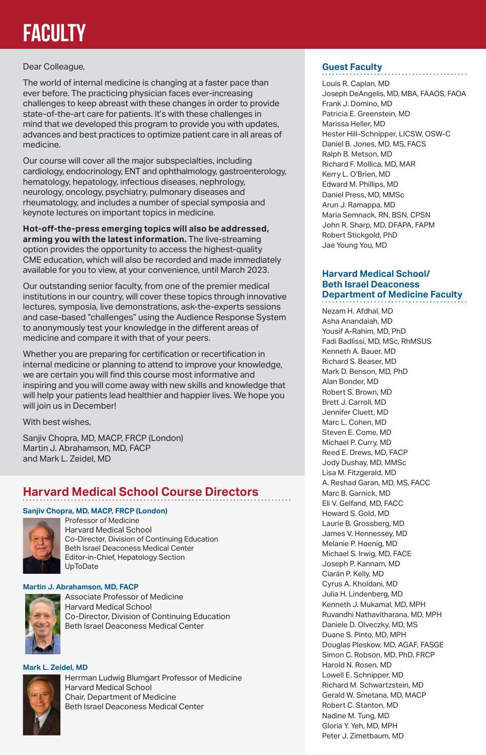# FACULTY

Dear Colleague,

The world of internal medicine is changing at a faster pace than ever before. The practicing physician faces ever-increasing challenges to keep abreast with these changes in order to provide state-of-the-art care for patients. It's with these challenges in mind that we developed this program to provide you with updates, advances and best practices to optimize patient care in all areas of medicine.

Our course will cover all the major subspecialties, including cardiology, endocrinology, ENT and ophthalmology, gastroenterology, hematology, hepatology, infectious diseases, nephrology, neurology, oncology, psychiatry, pulmonary diseases and rheumatology, and includes a number of special symposia and keynote lectures on important topics in medicine.

**Hot-off-the-press emerging topics will also be addressed, arming you with the latest information.** The live-streaming option provides the opportunity to access the highest-quality CME education, which will also be recorded and made immediately available for you to view, at your convenience, until March 2023.

Our outstanding senior faculty, from one of the premier medical institutions in our country, will cover these topics through innovative lectures, symposia, live demonstrations, ask-the-experts sessions and case-based "challenges" using the Audience Response System to anonymously test your knowledge in the different areas of medicine and compare it with that of your peers.

Whether you are preparing for certification or recertification in internal medicine or planning to attend to improve your knowledge, we are certain you will find this course most informative and inspiring and you will come away with new skills and knowledge that will help your patients lead healthier and happier lives. We hope you will join us in December!

With best wishes,

Sanjiv Chopra, MD, MACP, FRCP (London)
Martin J. Abrahamson, MD, FACP
and Mark L. Zeidel, MD

## Harvard Medical School Course Directors

**Sanjiv Chopra, MD, MACP, FRCP (London)**
Professor of Medicine
Harvard Medical School
Co-Director, Division of Continuing Education
Beth Israel Deaconess Medical Center
Editor-in-Chief, Hepatology Section
UpToDate

**Martin J. Abrahamson, MD, FACP**
Associate Professor of Medicine
Harvard Medical School
Co-Director, Division of Continuing Education
Beth Israel Deaconess Medical Center

**Mark L. Zeidel, MD**
Herrman Ludwig Blumgart Professor of Medicine
Harvard Medical School
Chair, Department of Medicine
Beth Israel Deaconess Medical Center

## Guest Faculty

Louis R. Caplan, MD
Joseph DeAngelis, MD, MBA, FAAOS, FAOA
Frank J. Domino, MD
Patricia E. Greenstein, MD
Marissa Heller, MD
Hester Hill-Schnipper, LICSW, OSW-C
Daniel B. Jones, MD, MS, FACS
Ralph B. Metson, MD
Richard F. Mollica, MD, MAR
Kerry L. O'Brien, MD
Edward M. Phillips, MD
Daniel Press, MD, MMSc
Arun J. Ramappa, MD
Maria Semnack, RN, BSN, CPSN
John R. Sharp, MD, DFAPA, FAPM
Robert Stickgold, PhD
Jae Young You, MD

## Harvard Medical School/ Beth Israel Deaconess Department of Medicine Faculty

Nezam H. Afdhal, MD
Asha Anandaiah, MD
Yousif A-Rahim, MD, PhD
Fadi Badlissi, MD, MSc, RhMSUS
Kenneth A. Bauer, MD
Richard S. Beaser, MD
Mark D. Benson, MD, PhD
Alan Bonder, MD
Robert S. Brown, MD
Brett J. Carroll, MD
Jennifer Cluett, MD
Marc L. Cohen, MD
Steven E. Come, MD
Michael P. Curry, MD
Reed E. Drews, MD, FACP
Jody Dushay, MD, MMSc
Lisa M. Fitzgerald, MD
A. Reshad Garan, MD, MS, FACC
Marc B. Garnick, MD
Eli V. Gelfand, MD, FACC
Howard S. Gold, MD
Laurie B. Grossberg, MD
James V. Hennessey, MD
Melanie P. Hoenig, MD
Michael S. Irwig, MD, FACE
Joseph P. Kannam, MD
Ciarán P. Kelly, MD
Cyrus A. Kholdani, MD
Julia H. Lindenberg, MD
Kenneth J. Mukamal, MD, MPH
Ruvandhi Nathavitharana, MD, MPH
Daniele D. Olveczky, MD, MS
Duane S. Pinto, MD, MPH
Douglas Pleskow, MD, AGAF, FASGE
Simon C. Robson, MD, PhD, FRCP
Harold N. Rosen, MD
Lowell E. Schnipper, MD
Richard M. Schwartzstein, MD
Gerald W. Smetana, MD, MACP
Robert C. Stanton, MD
Nadine M. Tung, MD
Gloria Y. Yeh, MD, MPH
Peter J. Zimetbaum, MD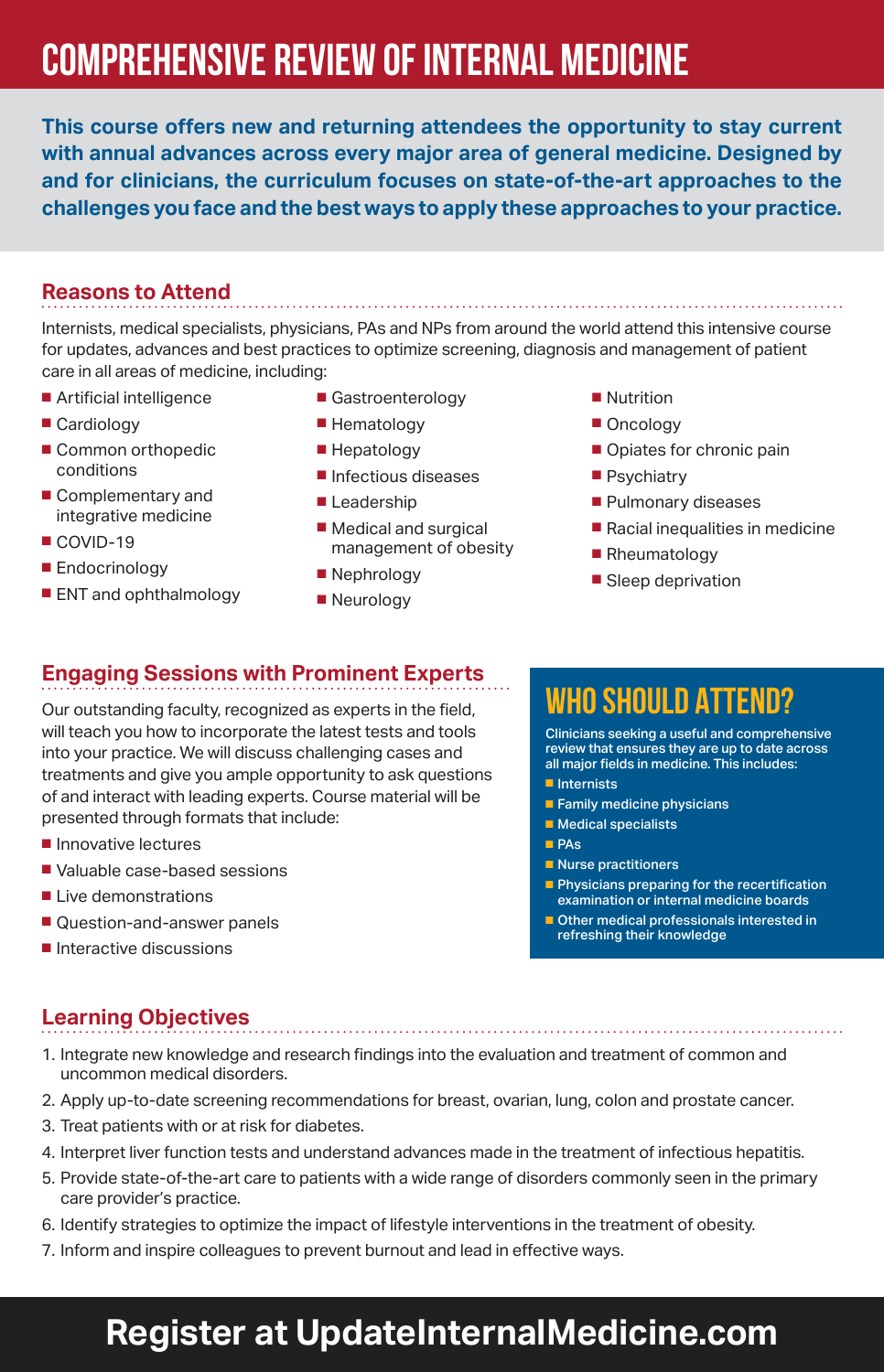# COMPREHENSIVE REVIEW OF INTERNAL MEDICINE

**This course offers new and returning attendees the opportunity to stay current with annual advances across every major area of general medicine. Designed by and for clinicians, the curriculum focuses on state-of-the-art approaches to the challenges you face and the best ways to apply these approaches to your practice.**

## Reasons to Attend

Internists, medical specialists, physicians, PAs and NPs from around the world attend this intensive course for updates, advances and best practices to optimize screening, diagnosis and management of patient care in all areas of medicine, including:

- Artificial intelligence
- Cardiology
- Common orthopedic conditions
- Complementary and integrative medicine
- COVID-19
- Endocrinology
- ENT and ophthalmology
- Gastroenterology
- Hematology
- Hepatology
- Infectious diseases
- Leadership
- Medical and surgical management of obesity
- Nephrology
- Neurology
- Nutrition
- Oncology
- Opiates for chronic pain
- Psychiatry
- Pulmonary diseases
- Racial inequalities in medicine
- Rheumatology
- Sleep deprivation

## Engaging Sessions with Prominent Experts

Our outstanding faculty, recognized as experts in the field, will teach you how to incorporate the latest tests and tools into your practice. We will discuss challenging cases and treatments and give you ample opportunity to ask questions of and interact with leading experts. Course material will be presented through formats that include:

- Innovative lectures
- Valuable case-based sessions
- Live demonstrations
- Question-and-answer panels
- Interactive discussions

## WHO SHOULD ATTEND?

Clinicians seeking a useful and comprehensive review that ensures they are up to date across all major fields in medicine. This includes:

- Internists
- Family medicine physicians
- Medical specialists
- PAs
- Nurse practitioners
- Physicians preparing for the recertification examination or internal medicine boards
- Other medical professionals interested in refreshing their knowledge

## Learning Objectives

1. Integrate new knowledge and research findings into the evaluation and treatment of common and uncommon medical disorders.
2. Apply up-to-date screening recommendations for breast, ovarian, lung, colon and prostate cancer.
3. Treat patients with or at risk for diabetes.
4. Interpret liver function tests and understand advances made in the treatment of infectious hepatitis.
5. Provide state-of-the-art care to patients with a wide range of disorders commonly seen in the primary care provider's practice.
6. Identify strategies to optimize the impact of lifestyle interventions in the treatment of obesity.
7. Inform and inspire colleagues to prevent burnout and lead in effective ways.

**Register at UpdateInternalMedicine.com**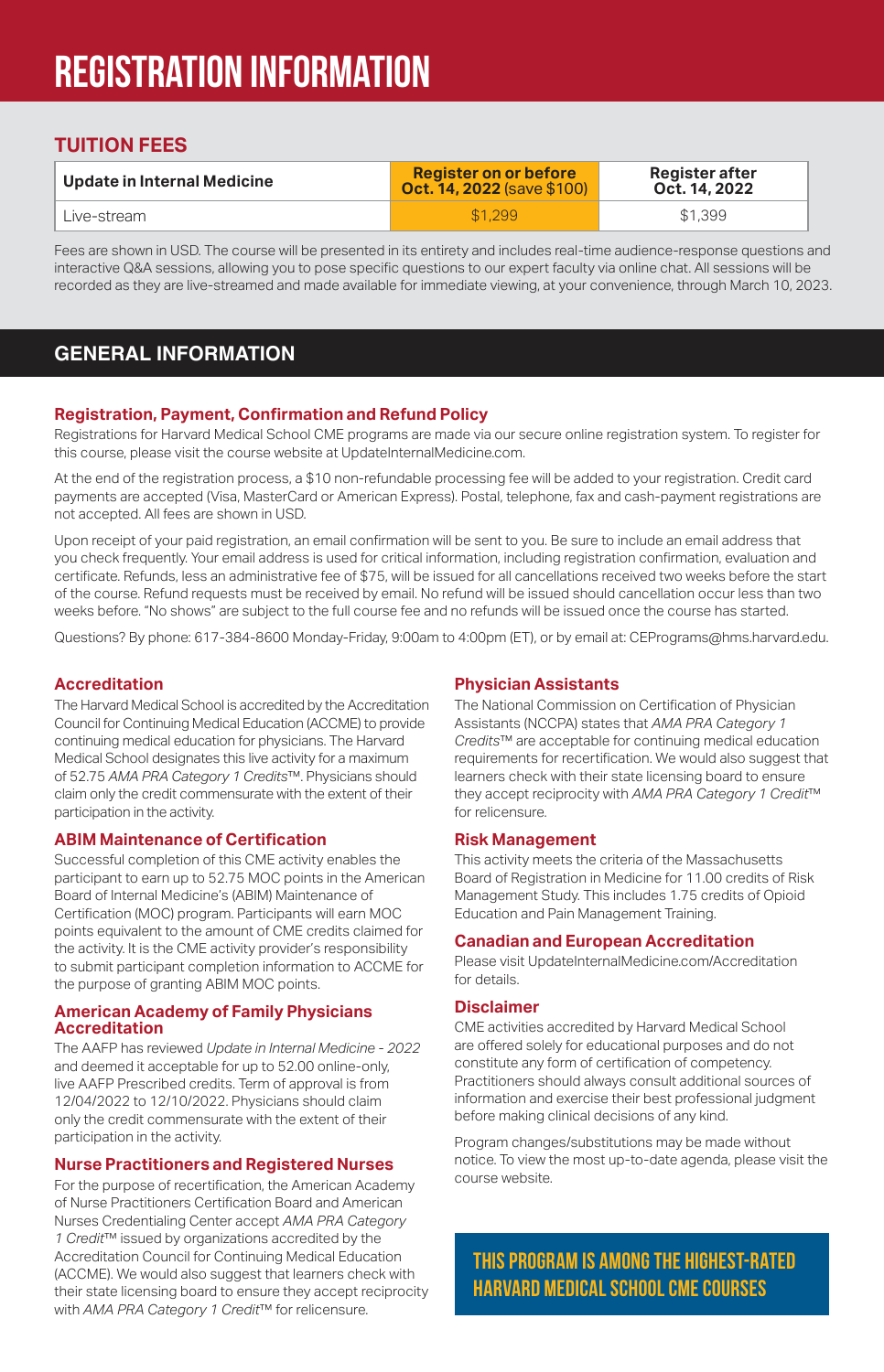# REGISTRATION INFORMATION

## TUITION FEES

| Update in Internal Medicine | Register on or before Oct. 14, 2022 (save $100) | Register after Oct. 14, 2022 |
|---|---|---|
| Live-stream | $1,299 | $1,399 |

Fees are shown in USD. The course will be presented in its entirety and includes real-time audience-response questions and interactive Q&A sessions, allowing you to pose specific questions to our expert faculty via online chat. All sessions will be recorded as they are live-streamed and made available for immediate viewing, at your convenience, through March 10, 2023.

## GENERAL INFORMATION

### Registration, Payment, Confirmation and Refund Policy

Registrations for Harvard Medical School CME programs are made via our secure online registration system. To register for this course, please visit the course website at UpdateInternalMedicine.com.

At the end of the registration process, a $10 non-refundable processing fee will be added to your registration. Credit card payments are accepted (Visa, MasterCard or American Express). Postal, telephone, fax and cash-payment registrations are not accepted. All fees are shown in USD.

Upon receipt of your paid registration, an email confirmation will be sent to you. Be sure to include an email address that you check frequently. Your email address is used for critical information, including registration confirmation, evaluation and certificate. Refunds, less an administrative fee of $75, will be issued for all cancellations received two weeks before the start of the course. Refund requests must be received by email. No refund will be issued should cancellation occur less than two weeks before. "No shows" are subject to the full course fee and no refunds will be issued once the course has started.

Questions? By phone: 617-384-8600 Monday-Friday, 9:00am to 4:00pm (ET), or by email at: CEPrograms@hms.harvard.edu.

### Accreditation

The Harvard Medical School is accredited by the Accreditation Council for Continuing Medical Education (ACCME) to provide continuing medical education for physicians. The Harvard Medical School designates this live activity for a maximum of 52.75 *AMA PRA Category 1 Credits*™. Physicians should claim only the credit commensurate with the extent of their participation in the activity.

### ABIM Maintenance of Certification

Successful completion of this CME activity enables the participant to earn up to 52.75 MOC points in the American Board of Internal Medicine's (ABIM) Maintenance of Certification (MOC) program. Participants will earn MOC points equivalent to the amount of CME credits claimed for the activity. It is the CME activity provider's responsibility to submit participant completion information to ACCME for the purpose of granting ABIM MOC points.

### American Academy of Family Physicians Accreditation

The AAFP has reviewed *Update in Internal Medicine - 2022* and deemed it acceptable for up to 52.00 online-only, live AAFP Prescribed credits. Term of approval is from 12/04/2022 to 12/10/2022. Physicians should claim only the credit commensurate with the extent of their participation in the activity.

### Nurse Practitioners and Registered Nurses

For the purpose of recertification, the American Academy of Nurse Practitioners Certification Board and American Nurses Credentialing Center accept *AMA PRA Category 1 Credit*™ issued by organizations accredited by the Accreditation Council for Continuing Medical Education (ACCME). We would also suggest that learners check with their state licensing board to ensure they accept reciprocity with *AMA PRA Category 1 Credit*™ for relicensure.

### Physician Assistants

The National Commission on Certification of Physician Assistants (NCCPA) states that *AMA PRA Category 1 Credits*™ are acceptable for continuing medical education requirements for recertification. We would also suggest that learners check with their state licensing board to ensure they accept reciprocity with *AMA PRA Category 1 Credit*™ for relicensure.

### Risk Management

This activity meets the criteria of the Massachusetts Board of Registration in Medicine for 11.00 credits of Risk Management Study. This includes 1.75 credits of Opioid Education and Pain Management Training.

### Canadian and European Accreditation

Please visit UpdateInternalMedicine.com/Accreditation for details.

### Disclaimer

CME activities accredited by Harvard Medical School are offered solely for educational purposes and do not constitute any form of certification of competency. Practitioners should always consult additional sources of information and exercise their best professional judgment before making clinical decisions of any kind.

Program changes/substitutions may be made without notice. To view the most up-to-date agenda, please visit the course website.

**THIS PROGRAM IS AMONG THE HIGHEST-RATED HARVARD MEDICAL SCHOOL CME COURSES**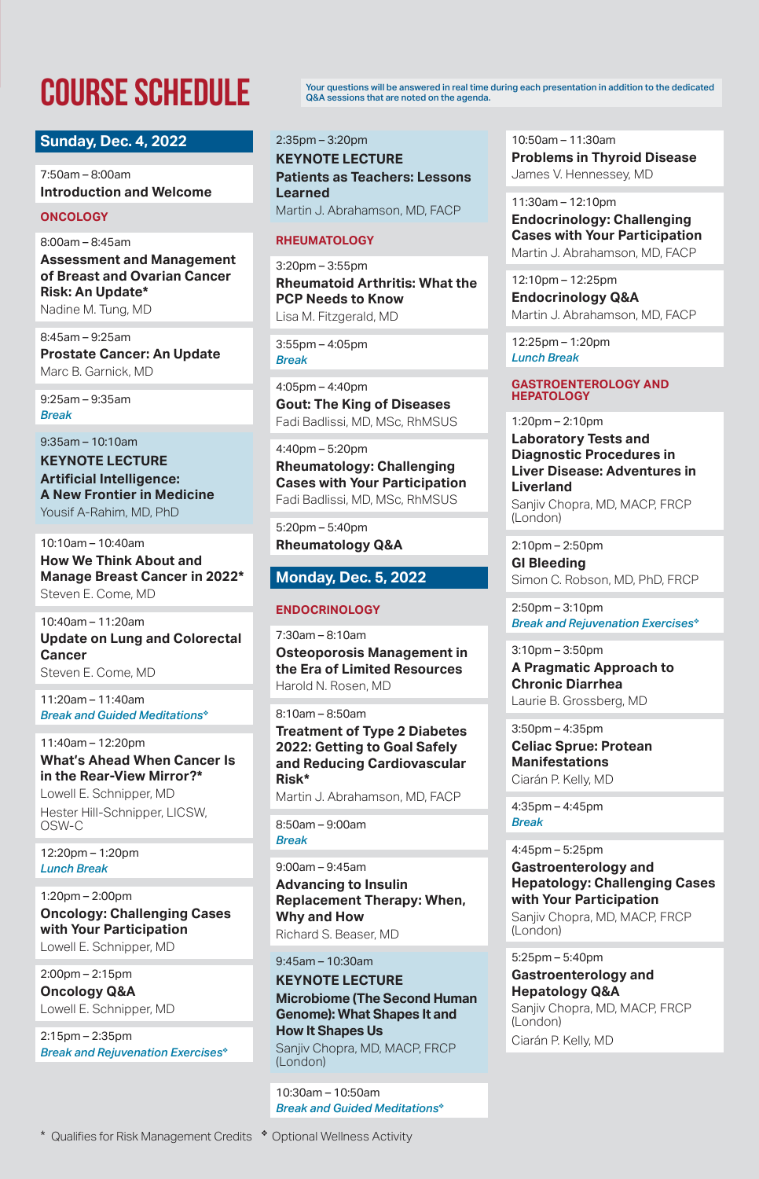# COURSE SCHEDULE

Your questions will be answered in real time during each presentation in addition to the dedicated Q&A sessions that are noted on the agenda.

## Sunday, Dec. 4, 2022

7:50am – 8:00am
**Introduction and Welcome**

### ONCOLOGY

8:00am – 8:45am
**Assessment and Management of Breast and Ovarian Cancer Risk: An Update***
Nadine M. Tung, MD

8:45am – 9:25am
**Prostate Cancer: An Update**
Marc B. Garnick, MD

9:25am – 9:35am
*Break*

9:35am – 10:10am
**KEYNOTE LECTURE**
**Artificial Intelligence: A New Frontier in Medicine**
Yousif A-Rahim, MD, PhD

10:10am – 10:40am
**How We Think About and Manage Breast Cancer in 2022***
Steven E. Come, MD

10:40am – 11:20am
**Update on Lung and Colorectal Cancer**
Steven E. Come, MD

11:20am – 11:40am
*Break and Guided Meditations*❖*

11:40am – 12:20pm
**What's Ahead When Cancer Is in the Rear-View Mirror?***
Lowell E. Schnipper, MD
Hester Hill-Schnipper, LICSW, OSW-C

12:20pm – 1:20pm
*Lunch Break*

1:20pm – 2:00pm
**Oncology: Challenging Cases with Your Participation**
Lowell E. Schnipper, MD

2:00pm – 2:15pm
**Oncology Q&A**
Lowell E. Schnipper, MD

2:15pm – 2:35pm
*Break and Rejuvenation Exercises*❖*

2:35pm – 3:20pm
**KEYNOTE LECTURE**
**Patients as Teachers: Lessons Learned**
Martin J. Abrahamson, MD, FACP

### RHEUMATOLOGY

3:20pm – 3:55pm
**Rheumatoid Arthritis: What the PCP Needs to Know**
Lisa M. Fitzgerald, MD

3:55pm – 4:05pm
*Break*

4:05pm – 4:40pm
**Gout: The King of Diseases**
Fadi Badlissi, MD, MSc, RhMSUS

4:40pm – 5:20pm
**Rheumatology: Challenging Cases with Your Participation**
Fadi Badlissi, MD, MSc, RhMSUS

5:20pm – 5:40pm
**Rheumatology Q&A**

## Monday, Dec. 5, 2022

### ENDOCRINOLOGY

7:30am – 8:10am
**Osteoporosis Management in the Era of Limited Resources**
Harold N. Rosen, MD

8:10am – 8:50am
**Treatment of Type 2 Diabetes 2022: Getting to Goal Safely and Reducing Cardiovascular Risk***
Martin J. Abrahamson, MD, FACP

8:50am – 9:00am
*Break*

9:00am – 9:45am
**Advancing to Insulin Replacement Therapy: When, Why and How**
Richard S. Beaser, MD

9:45am – 10:30am
**KEYNOTE LECTURE**
**Microbiome (The Second Human Genome): What Shapes It and How It Shapes Us**
Sanjiv Chopra, MD, MACP, FRCP (London)

10:30am – 10:50am
*Break and Guided Meditations*❖*

10:50am – 11:30am
**Problems in Thyroid Disease**
James V. Hennessey, MD

11:30am – 12:10pm
**Endocrinology: Challenging Cases with Your Participation**
Martin J. Abrahamson, MD, FACP

12:10pm – 12:25pm
**Endocrinology Q&A**
Martin J. Abrahamson, MD, FACP

12:25pm – 1:20pm
*Lunch Break*

### GASTROENTEROLOGY AND HEPATOLOGY

1:20pm – 2:10pm
**Laboratory Tests and Diagnostic Procedures in Liver Disease: Adventures in Liverland**
Sanjiv Chopra, MD, MACP, FRCP (London)

2:10pm – 2:50pm
**GI Bleeding**
Simon C. Robson, MD, PhD, FRCP

2:50pm – 3:10pm
*Break and Rejuvenation Exercises*❖*

3:10pm – 3:50pm
**A Pragmatic Approach to Chronic Diarrhea**
Laurie B. Grossberg, MD

3:50pm – 4:35pm
**Celiac Sprue: Protean Manifestations**
Ciarán P. Kelly, MD

4:35pm – 4:45pm
*Break*

4:45pm – 5:25pm
**Gastroenterology and Hepatology: Challenging Cases with Your Participation**
Sanjiv Chopra, MD, MACP, FRCP (London)

5:25pm – 5:40pm
**Gastroenterology and Hepatology Q&A**
Sanjiv Chopra, MD, MACP, FRCP (London)
Ciarán P. Kelly, MD

\* Qualifies for Risk Management Credits ❖ Optional Wellness Activity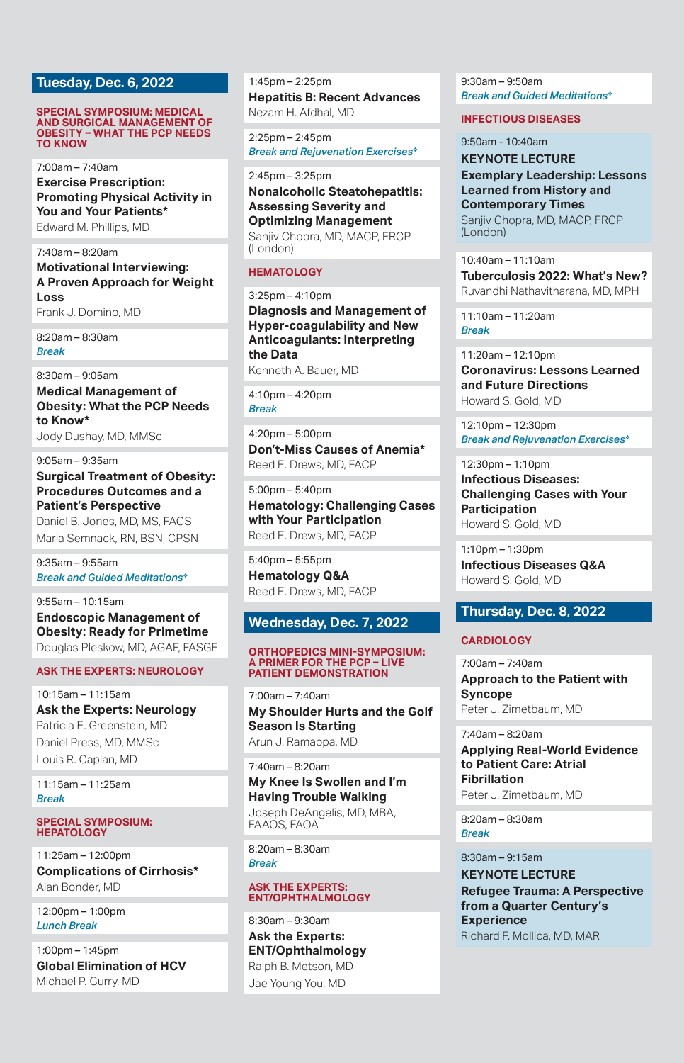## Tuesday, Dec. 6, 2022

### SPECIAL SYMPOSIUM: MEDICAL AND SURGICAL MANAGEMENT OF OBESITY – WHAT THE PCP NEEDS TO KNOW

7:00am – 7:40am
**Exercise Prescription: Promoting Physical Activity in You and Your Patients***
Edward M. Phillips, MD

7:40am – 8:20am
**Motivational Interviewing: A Proven Approach for Weight Loss**
Frank J. Domino, MD

8:20am – 8:30am
*Break*

8:30am – 9:05am
**Medical Management of Obesity: What the PCP Needs to Know***
Jody Dushay, MD, MMSc

9:05am – 9:35am
**Surgical Treatment of Obesity: Procedures Outcomes and a Patient's Perspective**
Daniel B. Jones, MD, MS, FACS
Maria Semnack, RN, BSN, CPSN

9:35am – 9:55am
*Break and Guided Meditations**

9:55am – 10:15am
**Endoscopic Management of Obesity: Ready for Primetime**
Douglas Pleskow, MD, AGAF, FASGE

### ASK THE EXPERTS: NEUROLOGY

10:15am – 11:15am
**Ask the Experts: Neurology**
Patricia E. Greenstein, MD
Daniel Press, MD, MMSc
Louis R. Caplan, MD

11:15am – 11:25am
*Break*

### SPECIAL SYMPOSIUM: HEPATOLOGY

11:25am – 12:00pm
**Complications of Cirrhosis***
Alan Bonder, MD

12:00pm – 1:00pm
*Lunch Break*

1:00pm – 1:45pm
**Global Elimination of HCV**
Michael P. Curry, MD

1:45pm – 2:25pm
**Hepatitis B: Recent Advances**
Nezam H. Afdhal, MD

2:25pm – 2:45pm
*Break and Rejuvenation Exercises**

2:45pm – 3:25pm
**Nonalcoholic Steatohepatitis: Assessing Severity and Optimizing Management**
Sanjiv Chopra, MD, MACP, FRCP (London)

### HEMATOLOGY

3:25pm – 4:10pm
**Diagnosis and Management of Hyper-coagulability and New Anticoagulants: Interpreting the Data**
Kenneth A. Bauer, MD

4:10pm – 4:20pm
*Break*

4:20pm – 5:00pm
**Don't-Miss Causes of Anemia***
Reed E. Drews, MD, FACP

5:00pm – 5:40pm
**Hematology: Challenging Cases with Your Participation**
Reed E. Drews, MD, FACP

5:40pm – 5:55pm
**Hematology Q&A**
Reed E. Drews, MD, FACP

## Wednesday, Dec. 7, 2022

### ORTHOPEDICS MINI-SYMPOSIUM: A PRIMER FOR THE PCP – LIVE PATIENT DEMONSTRATION

7:00am – 7:40am
**My Shoulder Hurts and the Golf Season Is Starting**
Arun J. Ramappa, MD

7:40am – 8:20am
**My Knee Is Swollen and I'm Having Trouble Walking**
Joseph DeAngelis, MD, MBA, FAAOS, FAOA

8:20am – 8:30am
*Break*

### ASK THE EXPERTS: ENT/OPHTHALMOLOGY

8:30am – 9:30am
**Ask the Experts: ENT/Ophthalmology**
Ralph B. Metson, MD
Jae Young You, MD

9:30am – 9:50am
*Break and Guided Meditations**

### INFECTIOUS DISEASES

9:50am - 10:40am
**KEYNOTE LECTURE**
**Exemplary Leadership: Lessons Learned from History and Contemporary Times**
Sanjiv Chopra, MD, MACP, FRCP (London)

10:40am – 11:10am
**Tuberculosis 2022: What's New?**
Ruvandhi Nathavitharana, MD, MPH

11:10am – 11:20am
*Break*

11:20am – 12:10pm
**Coronavirus: Lessons Learned and Future Directions**
Howard S. Gold, MD

12:10pm – 12:30pm
*Break and Rejuvenation Exercises**

12:30pm – 1:10pm
**Infectious Diseases: Challenging Cases with Your Participation**
Howard S. Gold, MD

1:10pm – 1:30pm
**Infectious Diseases Q&A**
Howard S. Gold, MD

## Thursday, Dec. 8, 2022

### CARDIOLOGY

7:00am – 7:40am
**Approach to the Patient with Syncope**
Peter J. Zimetbaum, MD

7:40am – 8:20am
**Applying Real-World Evidence to Patient Care: Atrial Fibrillation**
Peter J. Zimetbaum, MD

8:20am – 8:30am
*Break*

8:30am – 9:15am
**KEYNOTE LECTURE**
**Refugee Trauma: A Perspective from a Quarter Century's Experience**
Richard F. Mollica, MD, MAR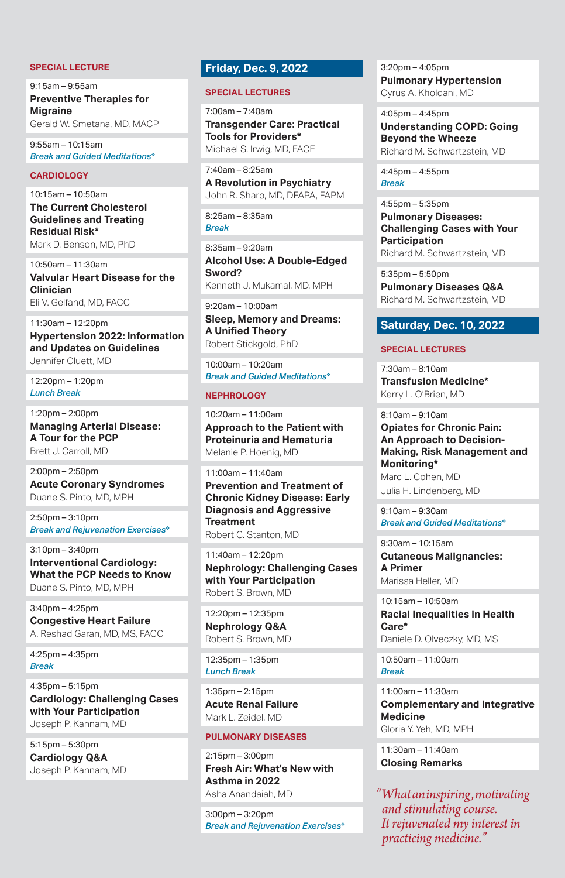## SPECIAL LECTURE

9:15am – 9:55am
**Preventive Therapies for Migraine**
Gerald W. Smetana, MD, MACP

9:55am – 10:15am
*Break and Guided Meditations**

## CARDIOLOGY

10:15am – 10:50am
**The Current Cholesterol Guidelines and Treating Residual Risk***
Mark D. Benson, MD, PhD

10:50am – 11:30am
**Valvular Heart Disease for the Clinician**
Eli V. Gelfand, MD, FACC

11:30am – 12:20pm
**Hypertension 2022: Information and Updates on Guidelines**
Jennifer Cluett, MD

12:20pm – 1:20pm
*Lunch Break*

1:20pm – 2:00pm
**Managing Arterial Disease: A Tour for the PCP**
Brett J. Carroll, MD

2:00pm – 2:50pm
**Acute Coronary Syndromes**
Duane S. Pinto, MD, MPH

2:50pm – 3:10pm
*Break and Rejuvenation Exercises**

3:10pm – 3:40pm
**Interventional Cardiology: What the PCP Needs to Know**
Duane S. Pinto, MD, MPH

3:40pm – 4:25pm
**Congestive Heart Failure**
A. Reshad Garan, MD, MS, FACC

4:25pm – 4:35pm
*Break*

4:35pm – 5:15pm
**Cardiology: Challenging Cases with Your Participation**
Joseph P. Kannam, MD

5:15pm – 5:30pm
**Cardiology Q&A**
Joseph P. Kannam, MD

# Friday, Dec. 9, 2022

## SPECIAL LECTURES

7:00am – 7:40am
**Transgender Care: Practical Tools for Providers***
Michael S. Irwig, MD, FACE

7:40am – 8:25am
**A Revolution in Psychiatry**
John R. Sharp, MD, DFAPA, FAPM

8:25am – 8:35am
*Break*

8:35am – 9:20am
**Alcohol Use: A Double-Edged Sword?**
Kenneth J. Mukamal, MD, MPH

9:20am – 10:00am
**Sleep, Memory and Dreams: A Unified Theory**
Robert Stickgold, PhD

10:00am – 10:20am
*Break and Guided Meditations**

## NEPHROLOGY

10:20am – 11:00am
**Approach to the Patient with Proteinuria and Hematuria**
Melanie P. Hoenig, MD

11:00am – 11:40am
**Prevention and Treatment of Chronic Kidney Disease: Early Diagnosis and Aggressive Treatment**
Robert C. Stanton, MD

11:40am – 12:20pm
**Nephrology: Challenging Cases with Your Participation**
Robert S. Brown, MD

12:20pm – 12:35pm
**Nephrology Q&A**
Robert S. Brown, MD

12:35pm – 1:35pm
*Lunch Break*

1:35pm – 2:15pm
**Acute Renal Failure**
Mark L. Zeidel, MD

## PULMONARY DISEASES

2:15pm – 3:00pm
**Fresh Air: What's New with Asthma in 2022**
Asha Anandaiah, MD

3:00pm – 3:20pm
*Break and Rejuvenation Exercises**

3:20pm – 4:05pm
**Pulmonary Hypertension**
Cyrus A. Kholdani, MD

4:05pm – 4:45pm
**Understanding COPD: Going Beyond the Wheeze**
Richard M. Schwartzstein, MD

4:45pm – 4:55pm
*Break*

4:55pm – 5:35pm
**Pulmonary Diseases: Challenging Cases with Your Participation**
Richard M. Schwartzstein, MD

5:35pm – 5:50pm
**Pulmonary Diseases Q&A**
Richard M. Schwartzstein, MD

# Saturday, Dec. 10, 2022

## SPECIAL LECTURES

7:30am – 8:10am
**Transfusion Medicine***
Kerry L. O'Brien, MD

8:10am – 9:10am
**Opiates for Chronic Pain: An Approach to Decision-Making, Risk Management and Monitoring***
Marc L. Cohen, MD
Julia H. Lindenberg, MD

9:10am – 9:30am
*Break and Guided Meditations**

9:30am – 10:15am
**Cutaneous Malignancies: A Primer**
Marissa Heller, MD

10:15am – 10:50am
**Racial Inequalities in Health Care***
Daniele D. Olveczky, MD, MS

10:50am – 11:00am
*Break*

11:00am – 11:30am
**Complementary and Integrative Medicine**
Gloria Y. Yeh, MD, MPH

11:30am – 11:40am
**Closing Remarks**

*"What an inspiring, motivating and stimulating course. It rejuvenated my interest in practicing medicine."*